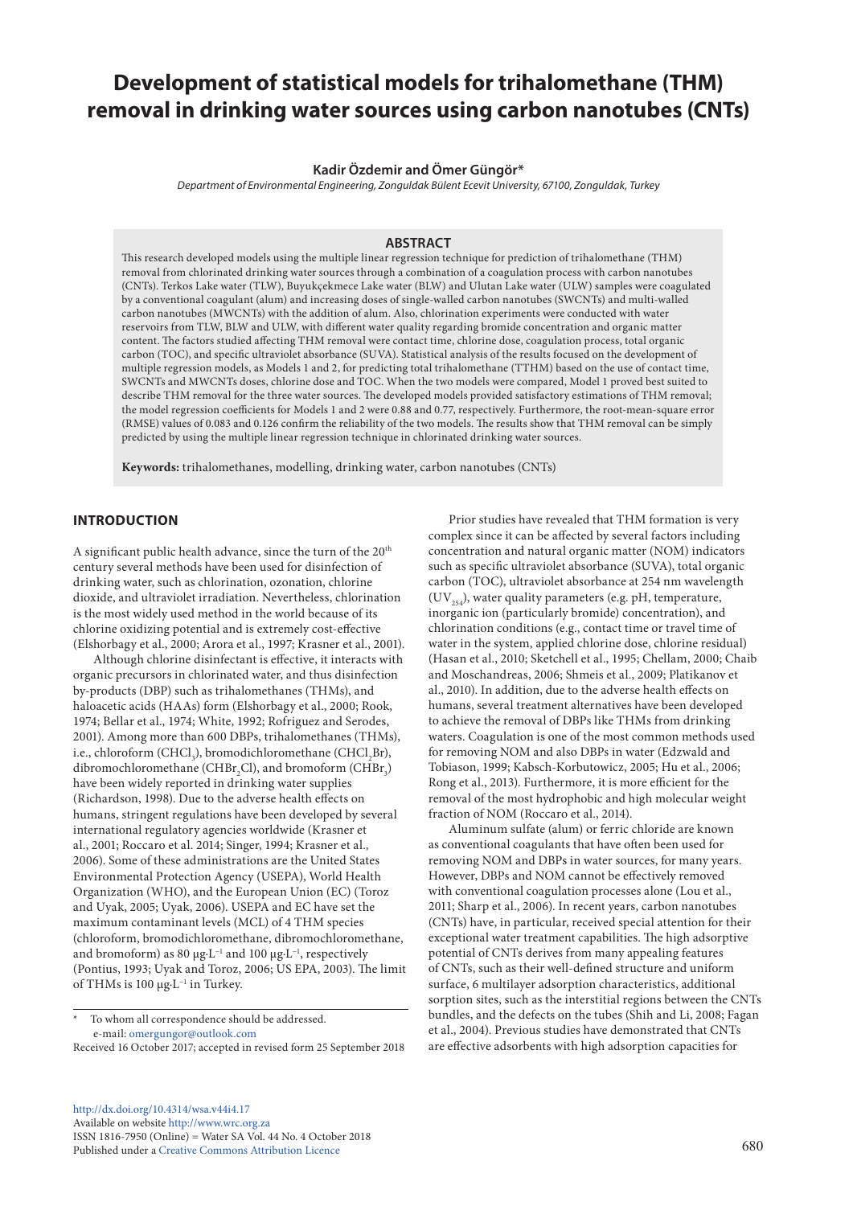# Development of statistical models for trihalomethane (THM) removal in drinking water sources using carbon nanotubes (CNTs)

**Kadir Özdemir and Ömer Güngör***

*Department of Environmental Engineering, Zonguldak Bülent Ecevit University, 67100, Zonguldak, Turkey*

## ABSTRACT

This research developed models using the multiple linear regression technique for prediction of trihalomethane (THM) removal from chlorinated drinking water sources through a combination of a coagulation process with carbon nanotubes (CNTs). Terkos Lake water (TLW), Buyukçekmece Lake water (BLW) and Ulutan Lake water (ULW) samples were coagulated by a conventional coagulant (alum) and increasing doses of single-walled carbon nanotubes (SWCNTs) and multi-walled carbon nanotubes (MWCNTs) with the addition of alum. Also, chlorination experiments were conducted with water reservoirs from TLW, BLW and ULW, with different water quality regarding bromide concentration and organic matter content. The factors studied affecting THM removal were contact time, chlorine dose, coagulation process, total organic carbon (TOC), and specific ultraviolet absorbance (SUVA). Statistical analysis of the results focused on the development of multiple regression models, as Models 1 and 2, for predicting total trihalomethane (TTHM) based on the use of contact time, SWCNTs and MWCNTs doses, chlorine dose and TOC. When the two models were compared, Model 1 proved best suited to describe THM removal for the three water sources. The developed models provided satisfactory estimations of THM removal; the model regression coefficients for Models 1 and 2 were 0.88 and 0.77, respectively. Furthermore, the root-mean-square error (RMSE) values of 0.083 and 0.126 confirm the reliability of the two models. The results show that THM removal can be simply predicted by using the multiple linear regression technique in chlorinated drinking water sources.

**Keywords:** trihalomethanes, modelling, drinking water, carbon nanotubes (CNTs)

## INTRODUCTION

A significant public health advance, since the turn of the 20th century several methods have been used for disinfection of drinking water, such as chlorination, ozonation, chlorine dioxide, and ultraviolet irradiation. Nevertheless, chlorination is the most widely used method in the world because of its chlorine oxidizing potential and is extremely cost-effective (Elshorbagy et al., 2000; Arora et al., 1997; Krasner et al., 2001).

Although chlorine disinfectant is effective, it interacts with organic precursors in chlorinated water, and thus disinfection by-products (DBP) such as trihalomethanes (THMs), and haloacetic acids (HAAs) form (Elshorbagy et al., 2000; Rook, 1974; Bellar et al., 1974; White, 1992; Rofriguez and Serodes, 2001). Among more than 600 DBPs, trihalomethanes (THMs), i.e., chloroform ($CHCl_3$), bromodichloromethane ($CHCl_2Br$), dibromochloromethane ($CHBr_2Cl$), and bromoform ($CHBr_3$) have been widely reported in drinking water supplies (Richardson, 1998). Due to the adverse health effects on humans, stringent regulations have been developed by several international regulatory agencies worldwide (Krasner et al., 2001; Roccaro et al. 2014; Singer, 1994; Krasner et al., 2006). Some of these administrations are the United States Environmental Protection Agency (USEPA), World Health Organization (WHO), and the European Union (EC) (Toroz and Uyak, 2005; Uyak, 2006). USEPA and EC have set the maximum contaminant levels (MCL) of 4 THM species (chloroform, bromodichloromethane, dibromochloromethane, and bromoform) as 80 $\mu g \cdot L^{-1}$ and 100 $\mu g \cdot L^{-1}$, respectively (Pontius, 1993; Uyak and Toroz, 2006; US EPA, 2003). The limit of THMs is 100 $\mu g \cdot L^{-1}$ in Turkey.

Prior studies have revealed that THM formation is very complex since it can be affected by several factors including concentration and natural organic matter (NOM) indicators such as specific ultraviolet absorbance (SUVA), total organic carbon (TOC), ultraviolet absorbance at 254 nm wavelength ($UV_{254}$), water quality parameters (e.g. pH, temperature, inorganic ion (particularly bromide) concentration), and chlorination conditions (e.g., contact time or travel time of water in the system, applied chlorine dose, chlorine residual) (Hasan et al., 2010; Sketchell et al., 1995; Chellam, 2000; Chaib and Moschandreas, 2006; Shmeis et al., 2009; Platikanov et al., 2010). In addition, due to the adverse health effects on humans, several treatment alternatives have been developed to achieve the removal of DBPs like THMs from drinking waters. Coagulation is one of the most common methods used for removing NOM and also DBPs in water (Edzwald and Tobiason, 1999; Kabsch-Korbutowicz, 2005; Hu et al., 2006; Rong et al., 2013). Furthermore, it is more efficient for the removal of the most hydrophobic and high molecular weight fraction of NOM (Roccaro et al., 2014).

Aluminum sulfate (alum) or ferric chloride are known as conventional coagulants that have often been used for removing NOM and DBPs in water sources, for many years. However, DBPs and NOM cannot be effectively removed with conventional coagulation processes alone (Lou et al., 2011; Sharp et al., 2006). In recent years, carbon nanotubes (CNTs) have, in particular, received special attention for their exceptional water treatment capabilities. The high adsorptive potential of CNTs derives from many appealing features of CNTs, such as their well-defined structure and uniform surface, 6 multilayer adsorption characteristics, additional sorption sites, such as the interstitial regions between the CNTs bundles, and the defects on the tubes (Shih and Li, 2008; Fagan et al., 2004). Previous studies have demonstrated that CNTs are effective adsorbents with high adsorption capacities for

---

\* To whom all correspondence should be addressed.
e-mail: omergungor@outlook.com

Received 16 October 2017; accepted in revised form 25 September 2018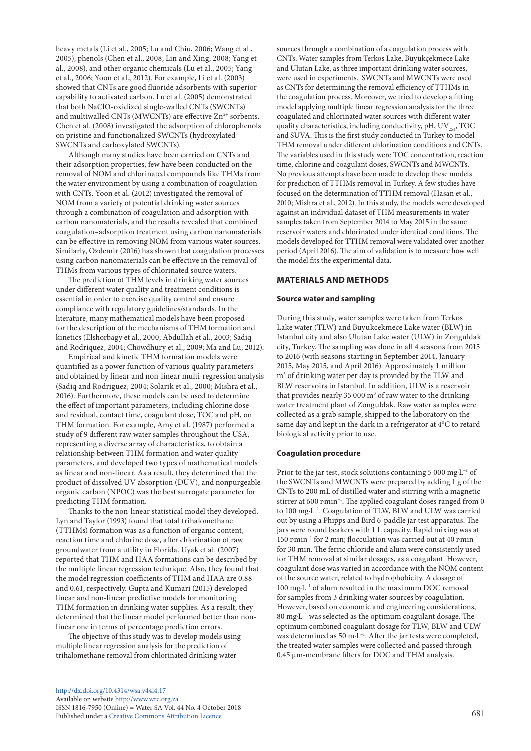heavy metals (Li et al., 2005; Lu and Chiu, 2006; Wang et al., 2005), phenols (Chen et al., 2008; Lin and Xing, 2008; Yang et al., 2008), and other organic chemicals (Lu et al., 2005; Yang et al., 2006; Yoon et al., 2012). For example, Li et al. (2003) showed that CNTs are good fluoride adsorbents with superior capability to activated carbon. Lu et al. (2005) demonstrated that both NaClO-oxidized single-walled CNTs (SWCNTs) and multiwalled CNTs (MWCNTs) are effective $Zn^{2+}$ sorbents. Chen et al. (2008) investigated the adsorption of chlorophenols on pristine and functionalized SWCNTs (hydroxylated SWCNTs and carboxylated SWCNTs).

Although many studies have been carried on CNTs and their adsorption properties, few have been conducted on the removal of NOM and chlorinated compounds like THMs from the water environment by using a combination of coagulation with CNTs. Yoon et al. (2012) investigated the removal of NOM from a variety of potential drinking water sources through a combination of coagulation and adsorption with carbon nanomaterials, and the results revealed that combined coagulation–adsorption treatment using carbon nanomaterials can be effective in removing NOM from various water sources. Similarly, Ozdemir (2016) has shown that coagulation processes using carbon nanomaterials can be effective in the removal of THMs from various types of chlorinated source waters.

The prediction of THM levels in drinking water sources under different water quality and treatment conditions is essential in order to exercise quality control and ensure compliance with regulatory guidelines/standards. In the literature, many mathematical models have been proposed for the description of the mechanisms of THM formation and kinetics (Elshorbagy et al., 2000; Abdullah et al., 2003; Sadiq and Rodriquez, 2004; Chowdhury et al., 2009; Ma and Lu, 2012).

Empirical and kinetic THM formation models were quantified as a power function of various quality parameters and obtained by linear and non-linear multi-regression analysis (Sadiq and Rodriguez, 2004; Solarik et al., 2000; Mishra et al., 2016). Furthermore, these models can be used to determine the effect of important parameters, including chlorine dose and residual, contact time, coagulant dose, TOC and pH, on THM formation. For example, Amy et al. (1987) performed a study of 9 different raw water samples throughout the USA, representing a diverse array of characteristics, to obtain a relationship between THM formation and water quality parameters, and developed two types of mathematical models as linear and non-linear. As a result, they determined that the product of dissolved UV absorption (DUV), and nonpurgeable organic carbon (NPOC) was the best surrogate parameter for predicting THM formation.

Thanks to the non-linear statistical model they developed. Lyn and Taylor (1993) found that total trihalomethane (TTHMs) formation was as a function of organic content, reaction time and chlorine dose, after chlorination of raw groundwater from a utility in Florida. Uyak et al. (2007) reported that THM and HAA formations can be described by the multiple linear regression technique. Also, they found that the model regression coefficients of THM and HAA are 0.88 and 0.61, respectively. Gupta and Kumari (2015) developed linear and non-linear predictive models for monitoring THM formation in drinking water supplies. As a result, they determined that the linear model performed better than non-linear one in terms of percentage prediction errors.

The objective of this study was to develop models using multiple linear regression analysis for the prediction of trihalomethane removal from chlorinated drinking water sources through a combination of a coagulation process with CNTs. Water samples from Terkos Lake, Büyükçekmece Lake and Ulutan Lake, as three important drinking water sources, were used in experiments. SWCNTs and MWCNTs were used as CNTs for determining the removal efficiency of TTHMs in the coagulation process. Moreover, we tried to develop a fitting model applying multiple linear regression analysis for the three coagulated and chlorinated water sources with different water quality characteristics, including conductivity, pH, $UV_{254}$, TOC and SUVA. This is the first study conducted in Turkey to model THM removal under different chlorination conditions and CNTs. The variables used in this study were TOC concentration, reaction time, chlorine and coagulant doses, SWCNTs and MWCNTs. No previous attempts have been made to develop these models for prediction of TTHMs removal in Turkey. A few studies have focused on the determination of TTHM removal (Hasan et al., 2010; Mishra et al., 2012). In this study, the models were developed against an individual dataset of THM measurements in water samples taken from September 2014 to May 2015 in the same reservoir waters and chlorinated under identical conditions. The models developed for TTHM removal were validated over another period (April 2016). The aim of validation is to measure how well the model fits the experimental data.

## MATERIALS AND METHODS

### Source water and sampling

During this study, water samples were taken from Terkos Lake water (TLW) and Buyukcekmece Lake water (BLW) in Istanbul city and also Ulutan Lake water (ULW) in Zonguldak city, Turkey. The sampling was done in all 4 seasons from 2015 to 2016 (with seasons starting in September 2014, January 2015, May 2015, and April 2016). Approximately 1 million $m^3$ of drinking water per day is provided by the TLW and BLW reservoirs in Istanbul. In addition, ULW is a reservoir that provides nearly 35 000 $m^3$ of raw water to the drinking-water treatment plant of Zonguldak. Raw water samples were collected as a grab sample, shipped to the laboratory on the same day and kept in the dark in a refrigerator at 4°C to retard biological activity prior to use.

### Coagulation procedure

Prior to the jar test, stock solutions containing 5 000 $mg \cdot L^{-1}$ of the SWCNTs and MWCNTs were prepared by adding 1 g of the CNTs to 200 mL of distilled water and stirring with a magnetic stirrer at 600 $r \cdot min^{-1}$. The applied coagulant doses ranged from 0 to 100 $mg \cdot L^{-1}$. Coagulation of TLW, BLW and ULW was carried out by using a Phipps and Bird 6-paddle jar test apparatus. The jars were round beakers with 1 L capacity. Rapid mixing was at 150 $r \cdot min^{-1}$ for 2 min; flocculation was carried out at 40 $r \cdot min^{-1}$ for 30 min. The ferric chloride and alum were consistently used for THM removal at similar dosages, as a coagulant. However, coagulant dose was varied in accordance with the NOM content of the source water, related to hydrophobicity. A dosage of 100 $mg \cdot L^{-1}$ of alum resulted in the maximum DOC removal for samples from 3 drinking water sources by coagulation. However, based on economic and engineering considerations, 80 $mg \cdot L^{-1}$ was selected as the optimum coagulant dosage. The optimum combined coagulant dosage for TLW, BLW and ULW was determined as 50 $m \cdot L^{-1}$. After the jar tests were completed, the treated water samples were collected and passed through 0.45 µm-membrane filters for DOC and THM analysis.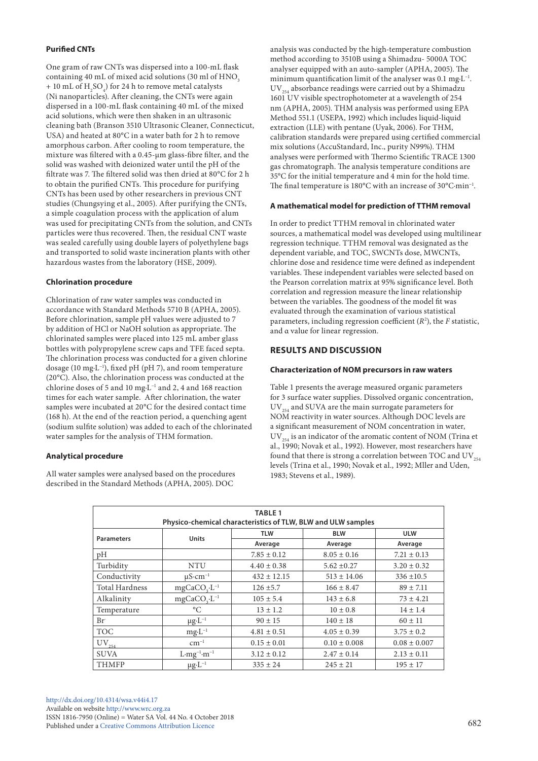#### Purified CNTs

One gram of raw CNTs was dispersed into a 100-mL flask containing 40 mL of mixed acid solutions (30 ml of $HNO_3$ + 10 mL of $H_2SO_4$) for 24 h to remove metal catalysts (Ni nanoparticles). After cleaning, the CNTs were again dispersed in a 100-mL flask containing 40 mL of the mixed acid solutions, which were then shaken in an ultrasonic cleaning bath (Branson 3510 Ultrasonic Cleaner, Connecticut, USA) and heated at 80°C in a water bath for 2 h to remove amorphous carbon. After cooling to room temperature, the mixture was filtered with a 0.45-µm glass-fibre filter, and the solid was washed with deionized water until the pH of the filtrate was 7. The filtered solid was then dried at 80°C for 2 h to obtain the purified CNTs. This procedure for purifying CNTs has been used by other researchers in previous CNT studies (Chungsying et al., 2005). After purifying the CNTs, a simple coagulation process with the application of alum was used for precipitating CNTs from the solution, and CNTs particles were thus recovered. Then, the residual CNT waste was sealed carefully using double layers of polyethylene bags and transported to solid waste incineration plants with other hazardous wastes from the laboratory (HSE, 2009).

#### Chlorination procedure

Chlorination of raw water samples was conducted in accordance with Standard Methods 5710 B (APHA, 2005). Before chlorination, sample pH values were adjusted to 7 by addition of HCl or NaOH solution as appropriate. The chlorinated samples were placed into 125 mL amber glass bottles with polypropylene screw caps and TFE faced septa. The chlorination process was conducted for a given chlorine dosage (10 mg·L$^{-1}$), fixed pH (pH 7), and room temperature (20°C). Also, the chlorination process was conducted at the chlorine doses of 5 and 10 mg·L$^{-1}$ and 2, 4 and 168 reaction times for each water sample. After chlorination, the water samples were incubated at 20°C for the desired contact time (168 h). At the end of the reaction period, a quenching agent (sodium sulfite solution) was added to each of the chlorinated water samples for the analysis of THM formation.

#### Analytical procedure

All water samples were analysed based on the procedures described in the Standard Methods (APHA, 2005). DOC analysis was conducted by the high-temperature combustion method according to 3510B using a Shimadzu- 5000A TOC analyser equipped with an auto-sampler (APHA, 2005). The minimum quantification limit of the analyser was 0.1 mg·L$^{-1}$. $UV_{254}$ absorbance readings were carried out by a Shimadzu 1601 UV visible spectrophotometer at a wavelength of 254 nm (APHA, 2005). THM analysis was performed using EPA Method 551.1 (USEPA, 1992) which includes liquid-liquid extraction (LLE) with pentane (Uyak, 2006). For THM, calibration standards were prepared using certified commercial mix solutions (AccuStandard, Inc., purity N99%). THM analyses were performed with Thermo Scientific TRACE 1300 gas chromatograph. The analysis temperature conditions are 35°C for the initial temperature and 4 min for the hold time. The final temperature is 180°C with an increase of 30°C·min$^{-1}$.

#### A mathematical model for prediction of TTHM removal

In order to predict TTHM removal in chlorinated water sources, a mathematical model was developed using multilinear regression technique. TTHM removal was designated as the dependent variable, and TOC, SWCNTs dose, MWCNTs, chlorine dose and residence time were defined as independent variables. These independent variables were selected based on the Pearson correlation matrix at 95% significance level. Both correlation and regression measure the linear relationship between the variables. The goodness of the model fit was evaluated through the examination of various statistical parameters, including regression coefficient ($R^2$), the $F$ statistic, and α value for linear regression.

## RESULTS AND DISCUSSION

#### Characterization of NOM precursors in raw waters

Table 1 presents the average measured organic parameters for 3 surface water supplies. Dissolved organic concentration, $UV_{254}$ and SUVA are the main surrogate parameters for NOM reactivity in water sources. Although DOC levels are a significant measurement of NOM concentration in water, $UV_{254}$ is an indicator of the aromatic content of NOM (Trina et al., 1990; Novak et al., 1992). However, most researchers have found that there is strong a correlation between TOC and $UV_{254}$ levels (Trina et al., 1990; Novak et al., 1992; Mller and Uden, 1983; Stevens et al., 1989).

**TABLE 1**
**Physico-chemical characteristics of TLW, BLW and ULW samples**

| Parameters | Units | TLW | BLW | ULW |
|---|---|---|---|---|
| | | Average | Average | Average |
| pH | | 7.85 ± 0.12 | 8.05 ± 0.16 | 7.21 ± 0.13 |
| Turbidity | NTU | 4.40 ± 0.38 | 5.62 ±0.27 | 3.20 ± 0.32 |
| Conductivity | µS·cm$^{-1}$ | 432 ± 12.15 | 513 ± 14.06 | 336 ±10.5 |
| Total Hardness | mg$CaCO_3$·L$^{-1}$ | 126 ±5.7 | 166 ± 8.47 | 89 ± 7.11 |
| Alkalinity | mg$CaCO_3$·L$^{-1}$ | 105 ± 5.4 | 143 ± 6.8 | 73 ± 4.21 |
| Temperature | °C | 13 ± 1.2 | 10 ± 0.8 | 14 ± 1.4 |
| Br | µg·L$^{-1}$ | 90 ± 15 | 140 ± 18 | 60 ± 11 |
| TOC | mg·L$^{-1}$ | 4.81 ± 0.51 | 4.05 ± 0.39 | 3.75 ± 0.2 |
| $UV_{254}$ | cm$^{-1}$ | 0.15 ± 0.01 | 0.10 ± 0.008 | 0.08 ± 0.007 |
| SUVA | L·mg$^{-1}$·m$^{-1}$ | 3.12 ± 0.12 | 2.47 ± 0.14 | 2.13 ± 0.11 |
| THMFP | µg·L$^{-1}$ | 335 ± 24 | 245 ± 21 | 195 ± 17 |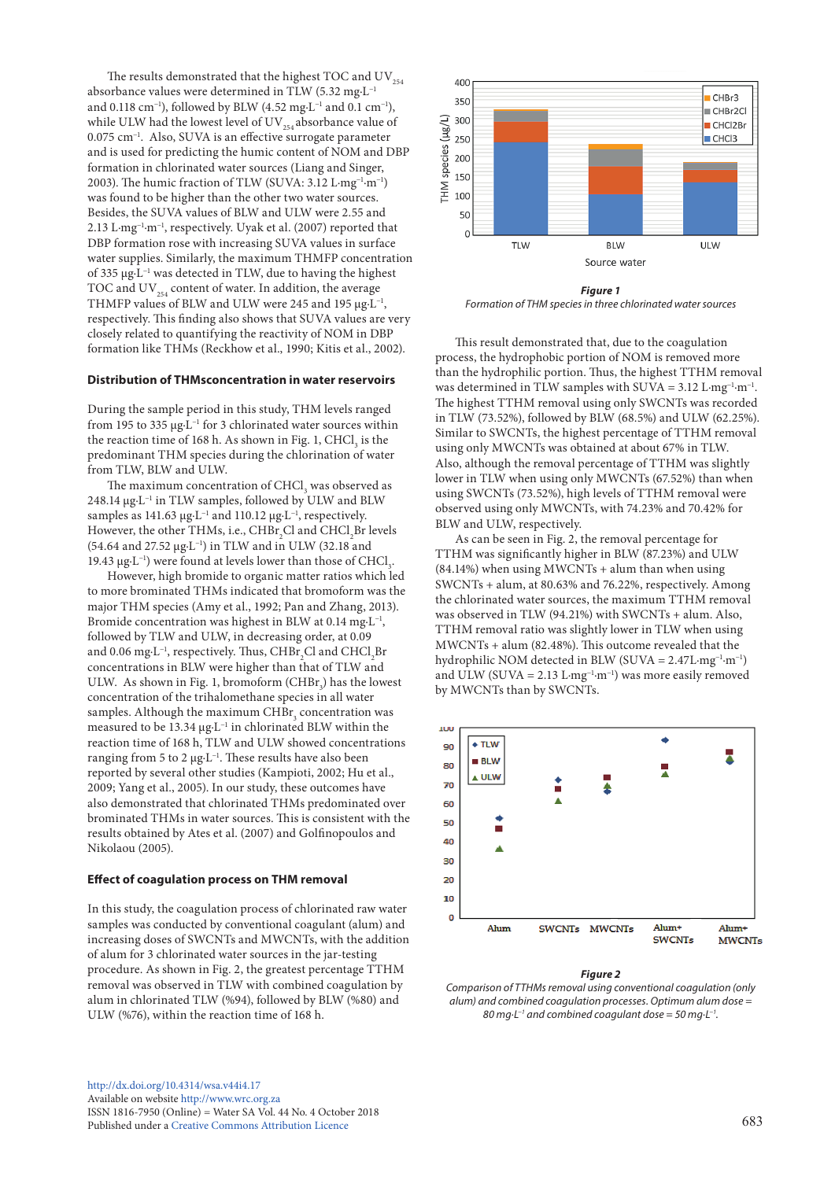The results demonstrated that the highest TOC and $UV_{254}$ absorbance values were determined in TLW (5.32 mg·L$^{-1}$ and 0.118 cm$^{-1}$), followed by BLW (4.52 mg·L$^{-1}$ and 0.1 cm$^{-1}$), while ULW had the lowest level of $UV_{254}$ absorbance value of 0.075 cm$^{-1}$. Also, SUVA is an effective surrogate parameter and is used for predicting the humic content of NOM and DBP formation in chlorinated water sources (Liang and Singer, 2003). The humic fraction of TLW (SUVA: 3.12 L·mg$^{-1}$·m$^{-1}$) was found to be higher than the other two water sources. Besides, the SUVA values of BLW and ULW were 2.55 and 2.13 L·mg$^{-1}$·m$^{-1}$, respectively. Uyak et al. (2007) reported that DBP formation rose with increasing SUVA values in surface water supplies. Similarly, the maximum THMFP concentration of 335 µg·L$^{-1}$ was detected in TLW, due to having the highest TOC and $UV_{254}$ content of water. In addition, the average THMFP values of BLW and ULW were 245 and 195 µg·L$^{-1}$, respectively. This finding also shows that SUVA values are very closely related to quantifying the reactivity of NOM in DBP formation like THMs (Reckhow et al., 1990; Kitis et al., 2002).

### Distribution of THMsconcentration in water reservoirs

During the sample period in this study, THM levels ranged from 195 to 335 µg·L$^{-1}$ for 3 chlorinated water sources within the reaction time of 168 h. As shown in Fig. 1, $CHCl_3$ is the predominant THM species during the chlorination of water from TLW, BLW and ULW.

The maximum concentration of $CHCl_3$ was observed as 248.14 µg·L$^{-1}$ in TLW samples, followed by ULW and BLW samples as 141.63 µg·L$^{-1}$ and 110.12 µg·L$^{-1}$, respectively. However, the other THMs, i.e., $CHBr_2Cl$ and $CHCl_2Br$ levels (54.64 and 27.52 µg·L$^{-1}$) in TLW and in ULW (32.18 and 19.43 µg·L$^{-1}$) were found at levels lower than those of $CHCl_3$.

However, high bromide to organic matter ratios which led to more brominated THMs indicated that bromoform was the major THM species (Amy et al., 1992; Pan and Zhang, 2013). Bromide concentration was highest in BLW at 0.14 mg·L$^{-1}$, followed by TLW and ULW, in decreasing order, at 0.09 and 0.06 mg·L$^{-1}$, respectively. Thus, $CHBr_2Cl$ and $CHCl_2Br$ concentrations in BLW were higher than that of TLW and ULW. As shown in Fig. 1, bromoform ($CHBr_3$) has the lowest concentration of the trihalomethane species in all water samples. Although the maximum $CHBr_3$ concentration was measured to be 13.34 µg·L$^{-1}$ in chlorinated BLW within the reaction time of 168 h, TLW and ULW showed concentrations ranging from 5 to 2 µg·L$^{-1}$. These results have also been reported by several other studies (Kampioti, 2002; Hu et al., 2009; Yang et al., 2005). In our study, these outcomes have also demonstrated that chlorinated THMs predominated over brominated THMs in water sources. This is consistent with the results obtained by Ates et al. (2007) and Golfinopoulos and Nikolaou (2005).

### Effect of coagulation process on THM removal

In this study, the coagulation process of chlorinated raw water samples was conducted by conventional coagulant (alum) and increasing doses of SWCNTs and MWCNTs, with the addition of alum for 3 chlorinated water sources in the jar-testing procedure. As shown in Fig. 2, the greatest percentage TTHM removal was observed in TLW with combined coagulation by alum in chlorinated TLW (%94), followed by BLW (%80) and ULW (%76), within the reaction time of 168 h.

**Figure 1**
*Formation of THM species in three chlorinated water sources*

This result demonstrated that, due to the coagulation process, the hydrophobic portion of NOM is removed more than the hydrophilic portion. Thus, the highest TTHM removal was determined in TLW samples with SUVA = 3.12 L·mg$^{-1}$·m$^{-1}$. The highest TTHM removal using only SWCNTs was recorded in TLW (73.52%), followed by BLW (68.5%) and ULW (62.25%). Similar to SWCNTs, the highest percentage of TTHM removal using only MWCNTs was obtained at about 67% in TLW. Also, although the removal percentage of TTHM was slightly lower in TLW when using only MWCNTs (67.52%) than when using SWCNTs (73.52%), high levels of TTHM removal were observed using only MWCNTs, with 74.23% and 70.42% for BLW and ULW, respectively.

As can be seen in Fig. 2, the removal percentage for TTHM was significantly higher in BLW (87.23%) and ULW (84.14%) when using MWCNTs + alum than when using SWCNTs + alum, at 80.63% and 76.22%, respectively. Among the chlorinated water sources, the maximum TTHM removal was observed in TLW (94.21%) with SWCNTs + alum. Also, TTHM removal ratio was slightly lower in TLW when using MWCNTs + alum (82.48%). This outcome revealed that the hydrophilic NOM detected in BLW (SUVA = 2.47L·mg$^{-1}$·m$^{-1}$) and ULW (SUVA = 2.13 L·mg$^{-1}$·m$^{-1}$) was more easily removed by MWCNTs than by SWCNTs.

**Figure 2**
*Comparison of TTHMs removal using conventional coagulation (only alum) and combined coagulation processes. Optimum alum dose = 80 mg·L$^{-1}$ and combined coagulant dose = 50 mg·L$^{-1}$.*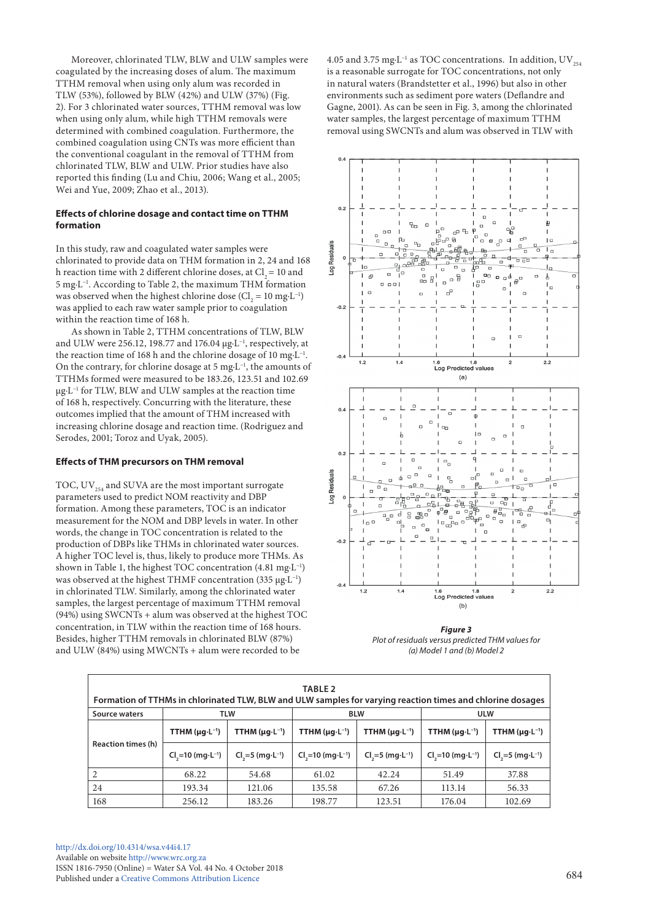Moreover, chlorinated TLW, BLW and ULW samples were coagulated by the increasing doses of alum. The maximum TTHM removal when using only alum was recorded in TLW (53%), followed by BLW (42%) and ULW (37%) (Fig. 2). For 3 chlorinated water sources, TTHM removal was low when using only alum, while high TTHM removals were determined with combined coagulation. Furthermore, the combined coagulation using CNTs was more efficient than the conventional coagulant in the removal of TTHM from chlorinated TLW, BLW and ULW. Prior studies have also reported this finding (Lu and Chiu, 2006; Wang et al., 2005; Wei and Yue, 2009; Zhao et al., 2013).

### Effects of chlorine dosage and contact time on TTHM formation

In this study, raw and coagulated water samples were chlorinated to provide data on THM formation in 2, 24 and 168 h reaction time with 2 different chlorine doses, at $Cl_2$ = 10 and 5 mg·L$^{-1}$. According to Table 2, the maximum THM formation was observed when the highest chlorine dose ($Cl_2$ = 10 mg·L$^{-1}$) was applied to each raw water sample prior to coagulation within the reaction time of 168 h.

As shown in Table 2, TTHM concentrations of TLW, BLW and ULW were 256.12, 198.77 and 176.04 µg·L$^{-1}$, respectively, at the reaction time of 168 h and the chlorine dosage of 10 mg·L$^{-1}$. On the contrary, for chlorine dosage at 5 mg·L$^{-1}$, the amounts of TTHMs formed were measured to be 183.26, 123.51 and 102.69 µg·L$^{-1}$ for TLW, BLW and ULW samples at the reaction time of 168 h, respectively. Concurring with the literature, these outcomes implied that the amount of THM increased with increasing chlorine dosage and reaction time. (Rodriguez and Serodes, 2001; Toroz and Uyak, 2005).

### Effects of THM precursors on THM removal

TOC, $UV_{254}$ and SUVA are the most important surrogate parameters used to predict NOM reactivity and DBP formation. Among these parameters, TOC is an indicator measurement for the NOM and DBP levels in water. In other words, the change in TOC concentration is related to the production of DBPs like THMs in chlorinated water sources. A higher TOC level is, thus, likely to produce more THMs. As shown in Table 1, the highest TOC concentration (4.81 mg·L$^{-1}$) was observed at the highest THMF concentration (335 µg·L$^{-1}$) in chlorinated TLW. Similarly, among the chlorinated water samples, the largest percentage of maximum TTHM removal (94%) using SWCNTs + alum was observed at the highest TOC concentration, in TLW within the reaction time of 168 hours. Besides, higher TTHM removals in chlorinated BLW (87%) and ULW (84%) using MWCNTs + alum were recorded to be 4.05 and 3.75 mg·L$^{-1}$ as TOC concentrations. In addition, $UV_{254}$ is a reasonable surrogate for TOC concentrations, not only in natural waters (Brandstetter et al., 1996) but also in other environments such as sediment pore waters (Deflandre and Gagne, 2001). As can be seen in Fig. 3, among the chlorinated water samples, the largest percentage of maximum TTHM removal using SWCNTs and alum was observed in TLW with

***Figure 3***
*Plot of residuals versus predicted THM values for (a) Model 1 and (b) Model 2*

**TABLE 2**
**Formation of TTHMs in chlorinated TLW, BLW and ULW samples for varying reaction times and chlorine dosages**

| Source waters | TLW | | BLW | | ULW | |
|---|---|---|---|---|---|---|
| Reaction times (h) | TTHM (µg·L$^{-1}$) | TTHM (µg·L$^{-1}$) | TTHM (µg·L$^{-1}$) | TTHM (µg·L$^{-1}$) | TTHM (µg·L$^{-1}$) | TTHM (µg·L$^{-1}$) |
| | $Cl_2$=10 (mg·L$^{-1}$) | $Cl_2$=5 (mg·L$^{-1}$) | $Cl_2$=10 (mg·L$^{-1}$) | $Cl_2$=5 (mg·L$^{-1}$) | $Cl_2$=10 (mg·L$^{-1}$) | $Cl_2$=5 (mg·L$^{-1}$) |
| 2 | 68.22 | 54.68 | 61.02 | 42.24 | 51.49 | 37.88 |
| 24 | 193.34 | 121.06 | 135.58 | 67.26 | 113.14 | 56.33 |
| 168 | 256.12 | 183.26 | 198.77 | 123.51 | 176.04 | 102.69 |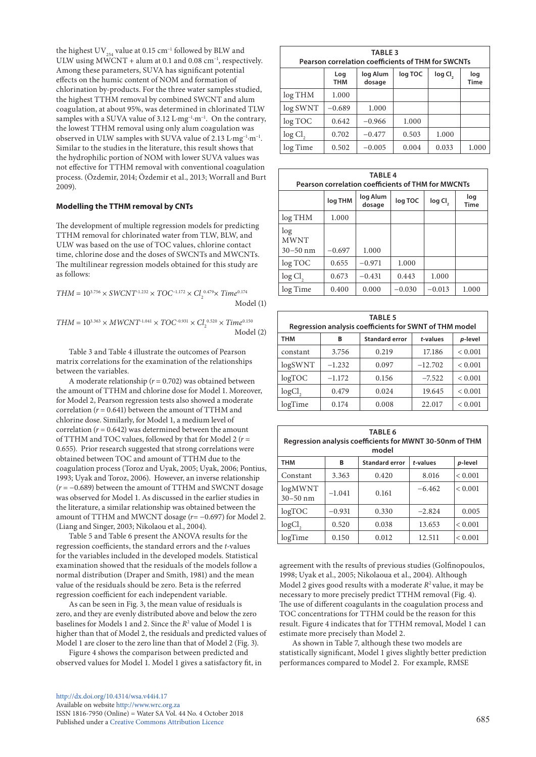the highest $UV_{254}$ value at 0.15 cm$^{-1}$ followed by BLW and ULW using MWCNT + alum at 0.1 and 0.08 cm$^{-1}$, respectively. Among these parameters, SUVA has significant potential effects on the humic content of NOM and formation of chlorination by-products. For the three water samples studied, the highest TTHM removal by combined SWCNT and alum coagulation, at about 95%, was determined in chlorinated TLW samples with a SUVA value of 3.12 L·mg$^{-1}$·m$^{-1}$. On the contrary, the lowest TTHM removal using only alum coagulation was observed in ULW samples with SUVA value of 2.13 L·mg$^{-1}$·m$^{-1}$. Similar to the studies in the literature, this result shows that the hydrophilic portion of NOM with lower SUVA values was not effective for TTHM removal with conventional coagulation process. (Özdemir, 2014; Özdemir et al., 2013; Worrall and Burt 2009).

### Modelling the TTHM removal by CNTs

The development of multiple regression models for predicting TTHM removal for chlorinated water from TLW, BLW, and ULW was based on the use of TOC values, chlorine contact time, chlorine dose and the doses of SWCNTs and MWCNTs. The multilinear regression models obtained for this study are as follows:

$$THM = 10^{3.756} \times SWCNT^{-1.232} \times TOC^{-1.172} \times Cl_2^{\,0.479} \times Time^{0.174} \quad \text{Model (1)}$$

$$THM = 10^{3.363} \times MWCNT^{-1.041} \times TOC^{-0.931} \times Cl_2^{\,0.520} \times Time^{0.150} \quad \text{Model (2)}$$

Table 3 and Table 4 illustrate the outcomes of Pearson matrix correlations for the examination of the relationships between the variables.

A moderate relationship ($r = 0.702$) was obtained between the amount of TTHM and chlorine dose for Model 1. Moreover, for Model 2, Pearson regression tests also showed a moderate correlation ($r = 0.641$) between the amount of TTHM and chlorine dose. Similarly, for Model 1, a medium level of correlation ($r = 0.642$) was determined between the amount of TTHM and TOC values, followed by that for Model 2 ($r = 0.655$). Prior research suggested that strong correlations were obtained between TOC and amount of TTHM due to the coagulation process (Toroz and Uyak, 2005; Uyak, 2006; Pontius, 1993; Uyak and Toroz, 2006). However, an inverse relationship ($r = -0.689$) between the amount of TTHM and SWCNT dosage was observed for Model 1. As discussed in the earlier studies in the literature, a similar relationship was obtained between the amount of TTHM and MWCNT dosage ($r = -0.697$) for Model 2. (Liang and Singer, 2003; Nikolaou et al., 2004).

Table 5 and Table 6 present the ANOVA results for the regression coefficients, the standard errors and the *t*-values for the variables included in the developed models. Statistical examination showed that the residuals of the models follow a normal distribution (Draper and Smith, 1981) and the mean value of the residuals should be zero. Beta is the referred regression coefficient for each independent variable.

As can be seen in Fig. 3, the mean value of residuals is zero, and they are evenly distributed above and below the zero baselines for Models 1 and 2. Since the $R^2$ value of Model 1 is higher than that of Model 2, the residuals and predicted values of Model 1 are closer to the zero line than that of Model 2 (Fig. 3).

Figure 4 shows the comparison between predicted and observed values for Model 1. Model 1 gives a satisfactory fit, in agreement with the results of previous studies (Golfinopoulos, 1998; Uyak et al., 2005; Nikolaoua et al., 2004). Although Model 2 gives good results with a moderate $R^2$ value, it may be necessary to more precisely predict TTHM removal (Fig. 4). The use of different coagulants in the coagulation process and TOC concentrations for TTHM could be the reason for this result. Figure 4 indicates that for TTHM removal, Model 1 can estimate more precisely than Model 2.

As shown in Table 7, although these two models are statistically significant, Model 1 gives slightly better prediction performances compared to Model 2. For example, RMSE

**TABLE 3**
**Pearson correlation coefficients of THM for SWCNTs**

| | Log THM | log Alum dosage | log TOC | log $Cl_2$ | log Time |
|---|---|---|---|---|---|
| log THM | 1.000 | | | | |
| log SWNT | −0.689 | 1.000 | | | |
| log TOC | 0.642 | −0.966 | 1.000 | | |
| log $Cl_2$ | 0.702 | −0.477 | 0.503 | 1.000 | |
| log Time | 0.502 | −0.005 | 0.004 | 0.033 | 1.000 |

**TABLE 4**
**Pearson correlation coefficients of THM for MWCNTs**

| | log THM | log Alum dosage | log TOC | log $Cl_2$ | log Time |
|---|---|---|---|---|---|
| log THM | 1.000 | | | | |
| log MWNT 30–50 nm | −0.697 | 1.000 | | | |
| log TOC | 0.655 | −0.971 | 1.000 | | |
| log $Cl_2$ | 0.673 | −0.431 | 0.443 | 1.000 | |
| log Time | 0.400 | 0.000 | −0.030 | −0.013 | 1.000 |

**TABLE 5**
**Regression analysis coefficients for SWNT of THM model**

| THM | B | Standard error | *t*-values | *p*-level |
|---|---|---|---|---|
| constant | 3.756 | 0.219 | 17.186 | < 0.001 |
| logSWNT | −1.232 | 0.097 | −12.702 | < 0.001 |
| logTOC | −1.172 | 0.156 | −7.522 | < 0.001 |
| log$Cl_2$ | 0.479 | 0.024 | 19.645 | < 0.001 |
| logTime | 0.174 | 0.008 | 22.017 | < 0.001 |

**TABLE 6**
**Regression analysis coefficients for MWNT 30-50nm of THM model**

| THM | B | Standard error | *t*-values | *p*-level |
|---|---|---|---|---|
| Constant | 3.363 | 0.420 | 8.016 | < 0.001 |
| logMWNT 30–50 nm | −1.041 | 0.161 | −6.462 | < 0.001 |
| logTOC | −0.931 | 0.330 | −2.824 | 0.005 |
| log$Cl_2$ | 0.520 | 0.038 | 13.653 | < 0.001 |
| logTime | 0.150 | 0.012 | 12.511 | < 0.001 |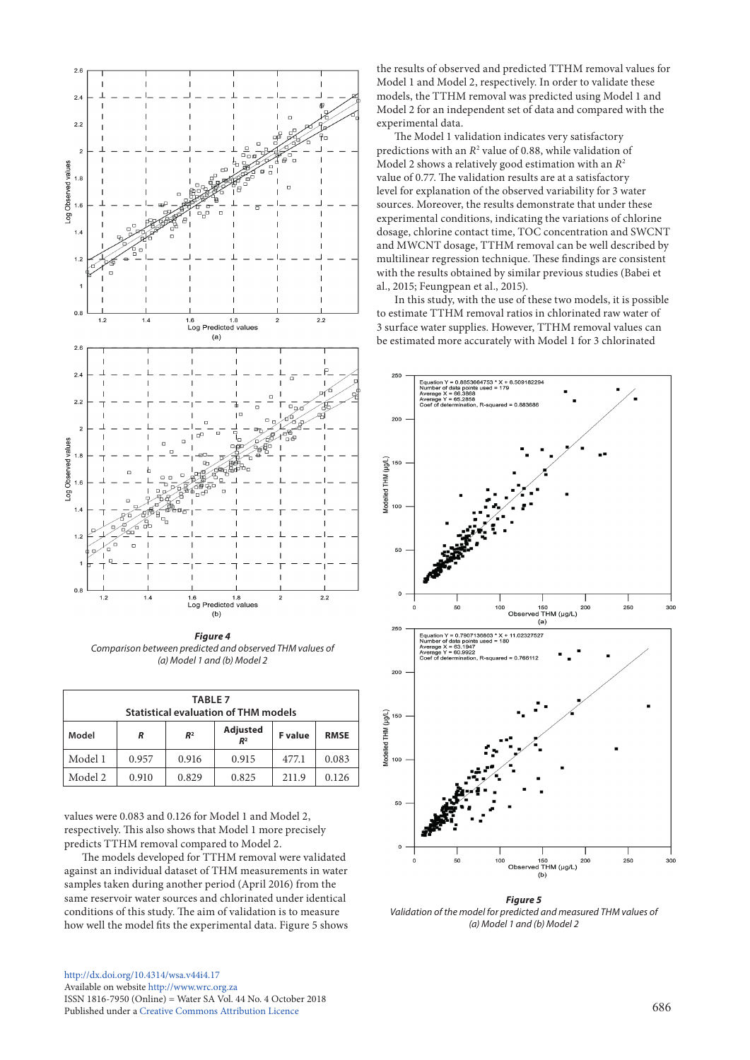*Figure 4*
*Comparison between predicted and observed THM values of (a) Model 1 and (b) Model 2*

| TABLE 7 Statistical evaluation of THM models | | | | | |
|---|---|---|---|---|---|
| **Model** | ***R*** | ***R*²** | **Adjusted *R*²** | **F value** | **RMSE** |
| Model 1 | 0.957 | 0.916 | 0.915 | 477.1 | 0.083 |
| Model 2 | 0.910 | 0.829 | 0.825 | 211.9 | 0.126 |

values were 0.083 and 0.126 for Model 1 and Model 2, respectively. This also shows that Model 1 more precisely predicts TTHM removal compared to Model 2.

The models developed for TTHM removal were validated against an individual dataset of THM measurements in water samples taken during another period (April 2016) from the same reservoir water sources and chlorinated under identical conditions of this study. The aim of validation is to measure how well the model fits the experimental data. Figure 5 shows the results of observed and predicted TTHM removal values for Model 1 and Model 2, respectively. In order to validate these models, the TTHM removal was predicted using Model 1 and Model 2 for an independent set of data and compared with the experimental data.

The Model 1 validation indicates very satisfactory predictions with an $R^2$ value of 0.88, while validation of Model 2 shows a relatively good estimation with an $R^2$ value of 0.77. The validation results are at a satisfactory level for explanation of the observed variability for 3 water sources. Moreover, the results demonstrate that under these experimental conditions, indicating the variations of chlorine dosage, chlorine contact time, TOC concentration and SWCNT and MWCNT dosage, TTHM removal can be well described by multilinear regression technique. These findings are consistent with the results obtained by similar previous studies (Babei et al., 2015; Feungpean et al., 2015).

In this study, with the use of these two models, it is possible to estimate TTHM removal ratios in chlorinated raw water of 3 surface water supplies. However, TTHM removal values can be estimated more accurately with Model 1 for 3 chlorinated

*Figure 5*
*Validation of the model for predicted and measured THM values of (a) Model 1 and (b) Model 2*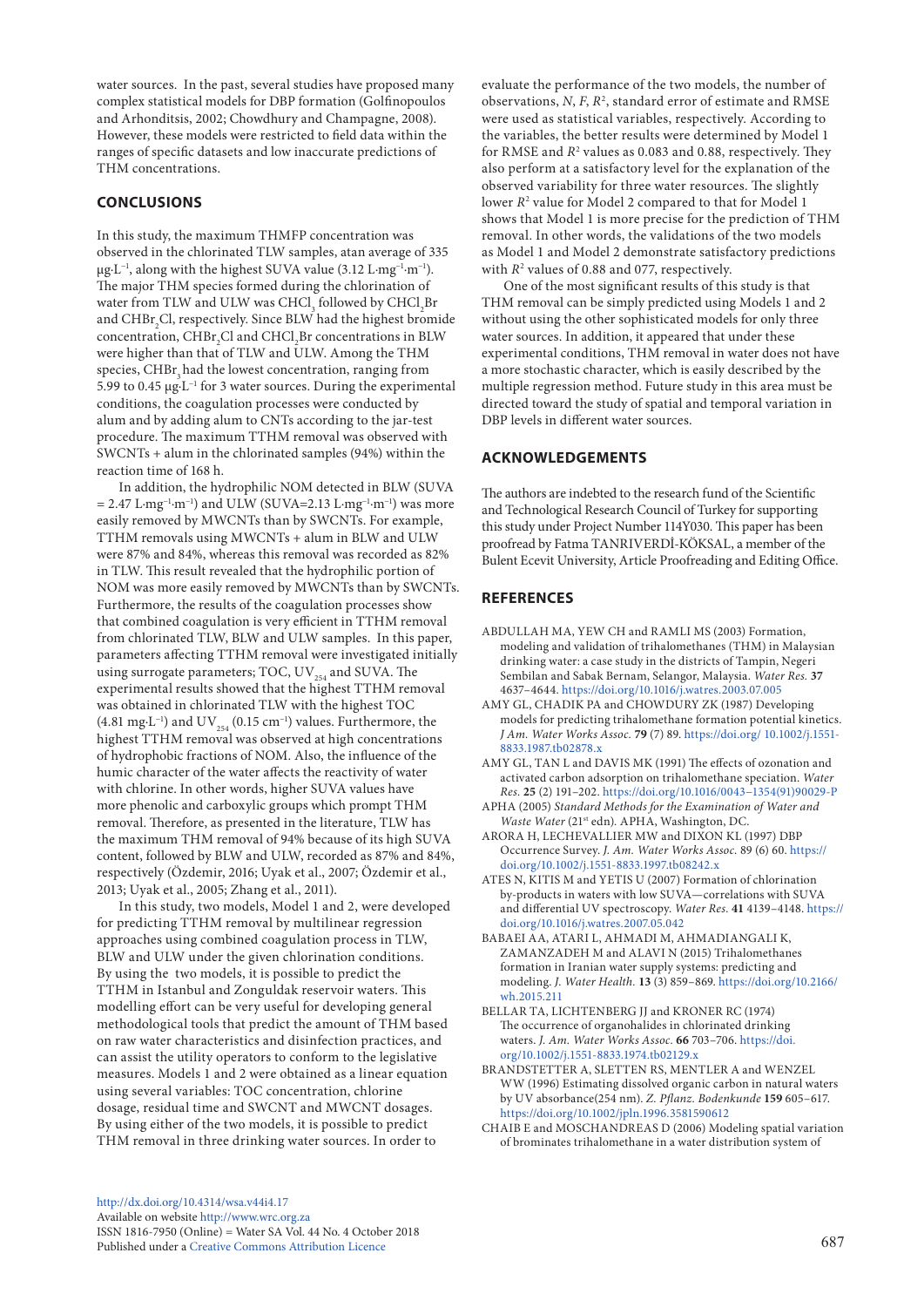water sources. In the past, several studies have proposed many complex statistical models for DBP formation (Golfinopoulos and Arhonditsis, 2002; Chowdhury and Champagne, 2008). However, these models were restricted to field data within the ranges of specific datasets and low inaccurate predictions of THM concentrations.

## CONCLUSIONS

In this study, the maximum THMFP concentration was observed in the chlorinated TLW samples, atan average of 335 μg·L$^{-1}$, along with the highest SUVA value (3.12 L·mg$^{-1}$·m$^{-1}$). The major THM species formed during the chlorination of water from TLW and ULW was $CHCl_3$ followed by $CHCl_2Br$ and $CHBr_2Cl$, respectively. Since BLW had the highest bromide concentration, $CHBr_2Cl$ and $CHCl_2Br$ concentrations in BLW were higher than that of TLW and ULW. Among the THM species, $CHBr_3$ had the lowest concentration, ranging from 5.99 to 0.45 μg·L$^{-1}$ for 3 water sources. During the experimental conditions, the coagulation processes were conducted by alum and by adding alum to CNTs according to the jar-test procedure. The maximum TTHM removal was observed with SWCNTs + alum in the chlorinated samples (94%) within the reaction time of 168 h.

In addition, the hydrophilic NOM detected in BLW (SUVA = 2.47 L·mg$^{-1}$·m$^{-1}$) and ULW (SUVA=2.13 L·mg$^{-1}$·m$^{-1}$) was more easily removed by MWCNTs than by SWCNTs. For example, TTHM removals using MWCNTs + alum in BLW and ULW were 87% and 84%, whereas this removal was recorded as 82% in TLW. This result revealed that the hydrophilic portion of NOM was more easily removed by MWCNTs than by SWCNTs. Furthermore, the results of the coagulation processes show that combined coagulation is very efficient in TTHM removal from chlorinated TLW, BLW and ULW samples. In this paper, parameters affecting TTHM removal were investigated initially using surrogate parameters; TOC, $UV_{254}$ and SUVA. The experimental results showed that the highest TTHM removal was obtained in chlorinated TLW with the highest TOC (4.81 mg·L$^{-1}$) and $UV_{254}$ (0.15 cm$^{-1}$) values. Furthermore, the highest TTHM removal was observed at high concentrations of hydrophobic fractions of NOM. Also, the influence of the humic character of the water affects the reactivity of water with chlorine. In other words, higher SUVA values have more phenolic and carboxylic groups which prompt THM removal. Therefore, as presented in the literature, TLW has the maximum THM removal of 94% because of its high SUVA content, followed by BLW and ULW, recorded as 87% and 84%, respectively (Özdemir, 2016; Uyak et al., 2007; Özdemir et al., 2013; Uyak et al., 2005; Zhang et al., 2011).

In this study, two models, Model 1 and 2, were developed for predicting TTHM removal by multilinear regression approaches using combined coagulation process in TLW, BLW and ULW under the given chlorination conditions. By using the two models, it is possible to predict the TTHM in Istanbul and Zonguldak reservoir waters. This modelling effort can be very useful for developing general methodological tools that predict the amount of THM based on raw water characteristics and disinfection practices, and can assist the utility operators to conform to the legislative measures. Models 1 and 2 were obtained as a linear equation using several variables: TOC concentration, chlorine dosage, residual time and SWCNT and MWCNT dosages. By using either of the two models, it is possible to predict THM removal in three drinking water sources. In order to evaluate the performance of the two models, the number of observations, *N*, *F*, $R^2$, standard error of estimate and RMSE were used as statistical variables, respectively. According to the variables, the better results were determined by Model 1 for RMSE and $R^2$ values as 0.083 and 0.88, respectively. They also perform at a satisfactory level for the explanation of the observed variability for three water resources. The slightly lower $R^2$ value for Model 2 compared to that for Model 1 shows that Model 1 is more precise for the prediction of THM removal. In other words, the validations of the two models as Model 1 and Model 2 demonstrate satisfactory predictions with $R^2$ values of 0.88 and 077, respectively.

One of the most significant results of this study is that THM removal can be simply predicted using Models 1 and 2 without using the other sophisticated models for only three water sources. In addition, it appeared that under these experimental conditions, THM removal in water does not have a more stochastic character, which is easily described by the multiple regression method. Future study in this area must be directed toward the study of spatial and temporal variation in DBP levels in different water sources.

## ACKNOWLEDGEMENTS

The authors are indebted to the research fund of the Scientific and Technological Research Council of Turkey for supporting this study under Project Number 114Y030. This paper has been proofread by Fatma TANRIVERDİ-KÖKSAL, a member of the Bulent Ecevit University, Article Proofreading and Editing Office.

## REFERENCES

ABDULLAH MA, YEW CH and RAMLI MS (2003) Formation, modeling and validation of trihalomethanes (THM) in Malaysian drinking water: a case study in the districts of Tampin, Negeri Sembilan and Sabak Bernam, Selangor, Malaysia. *Water Res.* **37** 4637–4644. https://doi.org/10.1016/j.watres.2003.07.005

AMY GL, CHADIK PA and CHOWDURY ZK (1987) Developing models for predicting trihalomethane formation potential kinetics. *J Am. Water Works Assoc.* **79** (7) 89. https://doi.org/ 10.1002/j.1551-8833.1987.tb02878.x

AMY GL, TAN L and DAVIS MK (1991) The effects of ozonation and activated carbon adsorption on trihalomethane speciation. *Water Res.* **25** (2) 191–202. https://doi.org/10.1016/0043–1354(91)90029-P

APHA (2005) *Standard Methods for the Examination of Water and Waste Water* (21st edn). APHA, Washington, DC.

ARORA H, LECHEVALLIER MW and DIXON KL (1997) DBP Occurrence Survey. *J. Am. Water Works Assoc.* 89 (6) 60. https://doi.org/10.1002/j.1551-8833.1997.tb08242.x

ATES N, KITIS M and YETIS U (2007) Formation of chlorination by-products in waters with low SUVA—correlations with SUVA and differential UV spectroscopy. *Water Res.* **41** 4139–4148. https://doi.org/10.1016/j.watres.2007.05.042

BABAEI AA, ATARI L, AHMADI M, AHMADIANGALI K, ZAMANZADEH M and ALAVI N (2015) Trihalomethanes formation in Iranian water supply systems: predicting and modeling. *J. Water Health.* **13** (3) 859–869. https://doi.org/10.2166/wh.2015.211

BELLAR TA, LICHTENBERG JJ and KRONER RC (1974) The occurrence of organohalides in chlorinated drinking waters. *J. Am. Water Works Assoc.* **66** 703–706. https://doi.org/10.1002/j.1551-8833.1974.tb02129.x

BRANDSTETTER A, SLETTEN RS, MENTLER A and WENZEL WW (1996) Estimating dissolved organic carbon in natural waters by UV absorbance(254 nm). *Z. Pflanz. Bodenkunde* **159** 605–617. https://doi.org/10.1002/jpln.1996.3581590612

CHAIB E and MOSCHANDREAS D (2006) Modeling spatial variation of brominates trihalomethane in a water distribution system of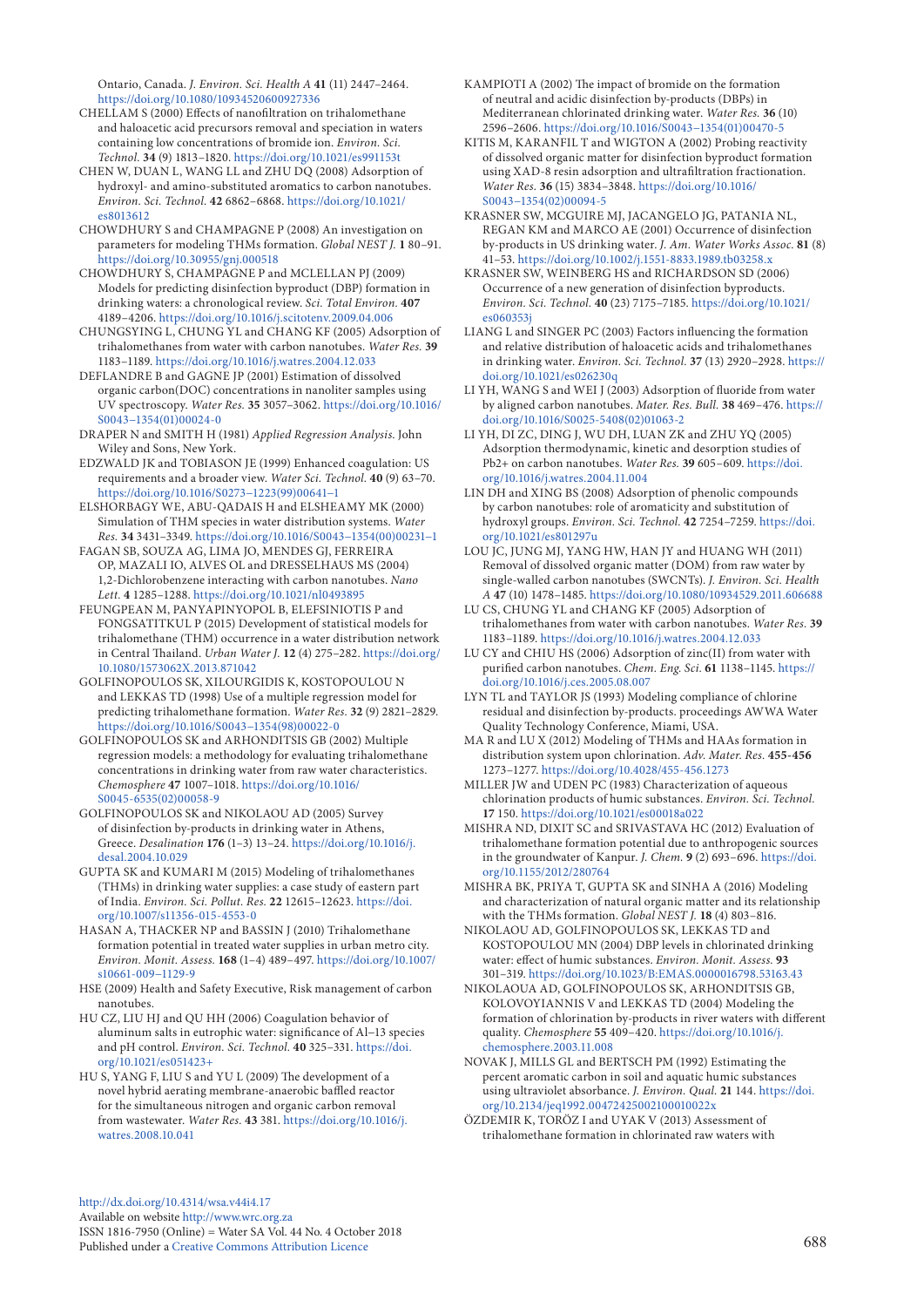Ontario, Canada. *J. Environ. Sci. Health A* **41** (11) 2447–2464. https://doi.org/10.1080/10934520600927336

CHELLAM S (2000) Effects of nanofiltration on trihalomethane and haloacetic acid precursors removal and speciation in waters containing low concentrations of bromide ion. *Environ. Sci. Technol.* **34** (9) 1813–1820. https://doi.org/10.1021/es991153t

CHEN W, DUAN L, WANG LL and ZHU DQ (2008) Adsorption of hydroxyl- and amino-substituted aromatics to carbon nanotubes. *Environ. Sci. Technol.* **42** 6862–6868. https://doi.org/10.1021/es8013612

CHOWDHURY S and CHAMPAGNE P (2008) An investigation on parameters for modeling THMs formation. *Global NEST J.* **1** 80–91. https://doi.org/10.30955/gnj.000518

CHOWDHURY S, CHAMPAGNE P and MCLELLAN PJ (2009) Models for predicting disinfection byproduct (DBP) formation in drinking waters: a chronological review. *Sci. Total Environ.* **407** 4189–4206. https://doi.org/10.1016/j.scitotenv.2009.04.006

CHUNGSYING L, CHUNG YL and CHANG KF (2005) Adsorption of trihalomethanes from water with carbon nanotubes. *Water Res.* **39** 1183–1189. https://doi.org/10.1016/j.watres.2004.12.033

DEFLANDRE B and GAGNE JP (2001) Estimation of dissolved organic carbon(DOC) concentrations in nanoliter samples using UV spectroscopy. *Water Res.* **35** 3057–3062. https://doi.org/10.1016/S0043–1354(01)00024-0

DRAPER N and SMITH H (1981) *Applied Regression Analysis*. John Wiley and Sons, New York.

EDZWALD JK and TOBIASON JE (1999) Enhanced coagulation: US requirements and a broader view. *Water Sci. Technol.* **40** (9) 63–70. https://doi.org/10.1016/S0273–1223(99)00641–1

ELSHORBAGY WE, ABU-QADAIS H and ELSHEAMY MK (2000) Simulation of THM species in water distribution systems. *Water Res.* **34** 3431–3349. https://doi.org/10.1016/S0043–1354(00)00231–1

FAGAN SB, SOUZA AG, LIMA JO, MENDES GJ, FERREIRA OP, MAZALI IO, ALVES OL and DRESSELHAUS MS (2004) 1,2-Dichlorobenzene interacting with carbon nanotubes. *Nano Lett.* **4** 1285–1288. https://doi.org/10.1021/nl0493895

FEUNGPEAN M, PANYAPINYOPOL B, ELEFSINIOTIS P and FONGSATITKUL P (2015) Development of statistical models for trihalomethane (THM) occurrence in a water distribution network in Central Thailand. *Urban Water J.* **12** (4) 275–282. https://doi.org/10.1080/1573062X.2013.871042

GOLFINOPOULOS SK, XILOURGIDIS K, KOSTOPOULOU N and LEKKAS TD (1998) Use of a multiple regression model for predicting trihalomethane formation. *Water Res.* **32** (9) 2821–2829. https://doi.org/10.1016/S0043–1354(98)00022-0

GOLFINOPOULOS SK and ARHONDITSIS GB (2002) Multiple regression models: a methodology for evaluating trihalomethane concentrations in drinking water from raw water characteristics. *Chemosphere* **47** 1007–1018. https://doi.org/10.1016/S0045-6535(02)00058-9

GOLFINOPOULOS SK and NIKOLAOU AD (2005) Survey of disinfection by-products in drinking water in Athens, Greece. *Desalination* **176** (1–3) 13–24. https://doi.org/10.1016/j.desal.2004.10.029

GUPTA SK and KUMARI M (2015) Modeling of trihalomethanes (THMs) in drinking water supplies: a case study of eastern part of India. *Environ. Sci. Pollut. Res.* **22** 12615–12623. https://doi.org/10.1007/s11356-015-4553-0

HASAN A, THACKER NP and BASSIN J (2010) Trihalomethane formation potential in treated water supplies in urban metro city. *Environ. Monit. Assess.* **168** (1–4) 489–497. https://doi.org/10.1007/s10661-009–1129-9

HSE (2009) Health and Safety Executive, Risk management of carbon nanotubes.

HU CZ, LIU HJ and QU HH (2006) Coagulation behavior of aluminum salts in eutrophic water: significance of Al–13 species and pH control. *Environ. Sci. Technol.* **40** 325–331. https://doi.org/10.1021/es051423+

HU S, YANG F, LIU S and YU L (2009) The development of a novel hybrid aerating membrane-anaerobic baffled reactor for the simultaneous nitrogen and organic carbon removal from wastewater. *Water Res.* **43** 381. https://doi.org/10.1016/j.watres.2008.10.041

KAMPIOTI A (2002) The impact of bromide on the formation of neutral and acidic disinfection by-products (DBPs) in Mediterranean chlorinated drinking water. *Water Res.* **36** (10) 2596–2606. https://doi.org/10.1016/S0043–1354(01)00470-5

KITIS M, KARANFIL T and WIGTON A (2002) Probing reactivity of dissolved organic matter for disinfection byproduct formation using XAD-8 resin adsorption and ultrafiltration fractionation. *Water Res.* **36** (15) 3834–3848. https://doi.org/10.1016/S0043–1354(02)00094-5

KRASNER SW, MCGUIRE MJ, JACANGELO JG, PATANIA NL, REGAN KM and MARCO AE (2001) Occurrence of disinfection by-products in US drinking water. *J. Am. Water Works Assoc.* **81** (8) 41–53. https://doi.org/10.1002/j.1551-8833.1989.tb03258.x

KRASNER SW, WEINBERG HS and RICHARDSON SD (2006) Occurrence of a new generation of disinfection byproducts. *Environ. Sci. Technol.* **40** (23) 7175–7185. https://doi.org/10.1021/es060353j

LIANG L and SINGER PC (2003) Factors influencing the formation and relative distribution of haloacetic acids and trihalomethanes in drinking water. *Environ. Sci. Technol.* **37** (13) 2920–2928. https://doi.org/10.1021/es026230q

LI YH, WANG S and WEI J (2003) Adsorption of fluoride from water by aligned carbon nanotubes. *Mater. Res. Bull.* **38** 469–476. https://doi.org/10.1016/S0025-5408(02)01063-2

LI YH, DI ZC, DING J, WU DH, LUAN ZK and ZHU YQ (2005) Adsorption thermodynamic, kinetic and desorption studies of Pb2+ on carbon nanotubes. *Water Res.* **39** 605–609. https://doi.org/10.1016/j.watres.2004.11.004

LIN DH and XING BS (2008) Adsorption of phenolic compounds by carbon nanotubes: role of aromaticity and substitution of hydroxyl groups. *Environ. Sci. Technol.* **42** 7254–7259. https://doi.org/10.1021/es801297u

LOU JC, JUNG MJ, YANG HW, HAN JY and HUANG WH (2011) Removal of dissolved organic matter (DOM) from raw water by single-walled carbon nanotubes (SWCNTs). *J. Environ. Sci. Health A* **47** (10) 1478–1485. https://doi.org/10.1080/10934529.2011.606688

LU CS, CHUNG YL and CHANG KF (2005) Adsorption of trihalomethanes from water with carbon nanotubes. *Water Res.* **39** 1183–1189. https://doi.org/10.1016/j.watres.2004.12.033

LU CY and CHIU HS (2006) Adsorption of zinc(II) from water with purified carbon nanotubes. *Chem. Eng. Sci.* **61** 1138–1145. https://doi.org/10.1016/j.ces.2005.08.007

LYN TL and TAYLOR JS (1993) Modeling compliance of chlorine residual and disinfection by-products. proceedings AWWA Water Quality Technology Conference, Miami, USA.

MA R and LU X (2012) Modeling of THMs and HAAs formation in distribution system upon chlorination. *Adv. Mater. Res.* **455-456** 1273–1277. https://doi.org/10.4028/455-456.1273

MILLER JW and UDEN PC (1983) Characterization of aqueous chlorination products of humic substances. *Environ. Sci. Technol.* **17** 150. https://doi.org/10.1021/es00018a022

MISHRA ND, DIXIT SC and SRIVASTAVA HC (2012) Evaluation of trihalomethane formation potential due to anthropogenic sources in the groundwater of Kanpur. *J. Chem.* **9** (2) 693–696. https://doi.org/10.1155/2012/280764

MISHRA BK, PRIYA T, GUPTA SK and SINHA A (2016) Modeling and characterization of natural organic matter and its relationship with the THMs formation. *Global NEST J.* **18** (4) 803–816.

NIKOLAOU AD, GOLFINOPOULOS SK, LEKKAS TD and KOSTOPOULOU MN (2004) DBP levels in chlorinated drinking water: effect of humic substances. *Environ. Monit. Assess.* **93** 301–319. https://doi.org/10.1023/B:EMAS.0000016798.53163.43

NIKOLAOUA AD, GOLFINOPOULOS SK, ARHONDITSIS GB, KOLOVOYIANNIS V and LEKKAS TD (2004) Modeling the formation of chlorination by-products in river waters with different quality. *Chemosphere* **55** 409–420. https://doi.org/10.1016/j.chemosphere.2003.11.008

NOVAK J, MILLS GL and BERTSCH PM (1992) Estimating the percent aromatic carbon in soil and aquatic humic substances using ultraviolet absorbance. *J. Environ. Qual.* **21** 144. https://doi.org/10.2134/jeq1992.00472425002100010022x

ÖZDEMIR K, TORÖZ I and UYAK V (2013) Assessment of trihalomethane formation in chlorinated raw waters with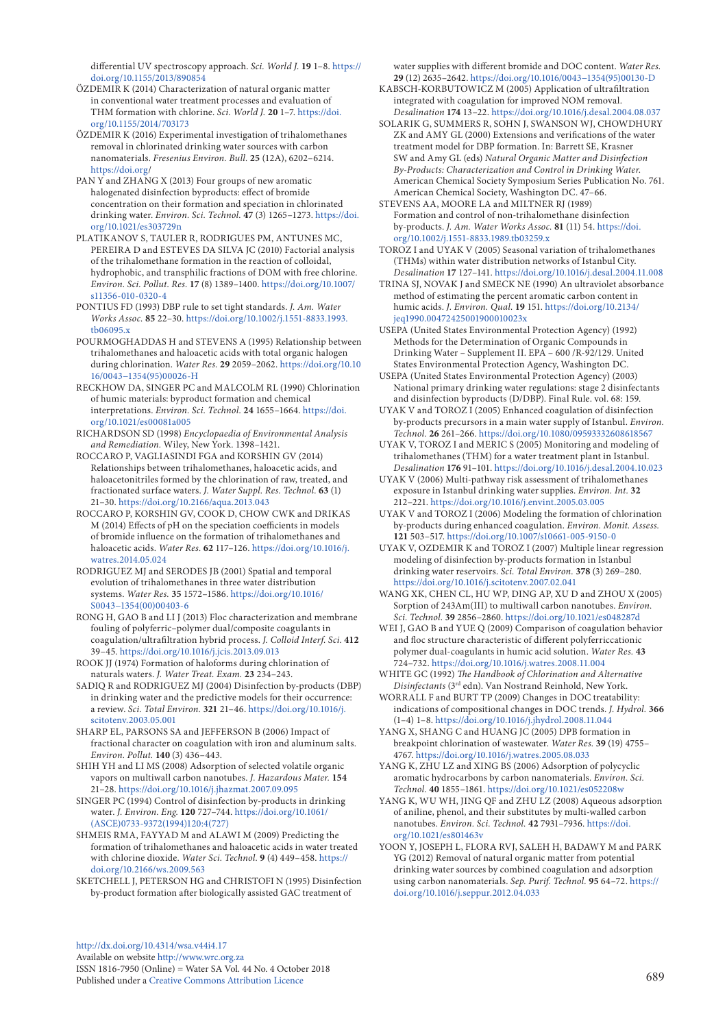differential UV spectroscopy approach. *Sci. World J.* **19** 1–8. https://doi.org/10.1155/2013/890854

ÖZDEMIR K (2014) Characterization of natural organic matter in conventional water treatment processes and evaluation of THM formation with chlorine. *Sci. World J.* **20** 1–7. https://doi.org/10.1155/2014/703173

ÖZDEMIR K (2016) Experimental investigation of trihalomethanes removal in chlorinated drinking water sources with carbon nanomaterials. *Fresenius Environ. Bull.* **25** (12A), 6202–6214. https://doi.org/

PAN Y and ZHANG X (2013) Four groups of new aromatic halogenated disinfection byproducts: effect of bromide concentration on their formation and speciation in chlorinated drinking water. *Environ. Sci. Technol.* **47** (3) 1265–1273. https://doi.org/10.1021/es303729n

PLATIKANOV S, TAULER R, RODRIGUES PM, ANTUNES MC, PEREIRA D and ESTEVES DA SILVA JC (2010) Factorial analysis of the trihalomethane formation in the reaction of colloidal, hydrophobic, and transphilic fractions of DOM with free chlorine. *Environ. Sci. Pollut. Res.* **17** (8) 1389–1400. https://doi.org/10.1007/s11356-010-0320-4

PONTIUS FD (1993) DBP rule to set tight standards. *J. Am. Water Works Assoc.* **85** 22–30. https://doi.org/10.1002/j.1551-8833.1993.tb06095.x

POURMOGHADDAS H and STEVENS A (1995) Relationship between trihalomethanes and haloacetic acids with total organic halogen during chlorination. *Water Res.* **29** 2059–2062. https://doi.org/10.1016/0043–1354(95)00026-H

RECKHOW DA, SINGER PC and MALCOLM RL (1990) Chlorination of humic materials: byproduct formation and chemical interpretations. *Environ. Sci. Technol.* **24** 1655–1664. https://doi.org/10.1021/es00081a005

RICHARDSON SD (1998) *Encyclopaedia of Environmental Analysis and Remediation.* Wiley, New York. 1398–1421.

ROCCARO P, VAGLIASINDI FGA and KORSHIN GV (2014) Relationships between trihalomethanes, haloacetic acids, and haloacetonitriles formed by the chlorination of raw, treated, and fractionated surface waters. *J. Water Suppl. Res. Technol.* **63** (1) 21–30. https://doi.org/10.2166/aqua.2013.043

ROCCARO P, KORSHIN GV, COOK D, CHOW CWK and DRIKAS M (2014) Effects of pH on the speciation coefficients in models of bromide influence on the formation of trihalomethanes and haloacetic acids. *Water Res.* **62** 117–126. https://doi.org/10.1016/j.watres.2014.05.024

RODRIGUEZ MJ and SERODES JB (2001) Spatial and temporal evolution of trihalomethanes in three water distribution systems. *Water Res.* **35** 1572–1586. https://doi.org/10.1016/S0043–1354(00)00403-6

RONG H, GAO B and LI J (2013) Floc characterization and membrane fouling of polyferric–polymer dual/composite coagulants in coagulation/ultrafiltration hybrid process. *J. Colloid Interf. Sci.* **412** 39–45. https://doi.org/10.1016/j.jcis.2013.09.013

ROOK JJ (1974) Formation of haloforms during chlorination of naturals waters. *J. Water Treat. Exam.* **23** 234–243.

SADIQ R and RODRIGUEZ MJ (2004) Disinfection by-products (DBP) in drinking water and the predictive models for their occurrence: a review. *Sci. Total Environ.* **321** 21–46. https://doi.org/10.1016/j.scitotenv.2003.05.001

SHARP EL, PARSONS SA and JEFFERSON B (2006) Impact of fractional character on coagulation with iron and aluminum salts. *Environ. Pollut.* **140** (3) 436–443.

SHIH TH and LI MS (2008) Adsorption of selected volatile organic vapors on multiwall carbon nanotubes. *J. Hazardous Mater.* **154** 21–28. https://doi.org/10.1016/j.jhazmat.2007.09.095

SINGER PC (1994) Control of disinfection by-products in drinking water. *J. Environ. Eng.* **120** 727–744. https://doi.org/10.1061/(ASCE)0733-9372(1994)120:4(727)

SHMEIS RMA, FAYYAD M and ALAWI M (2009) Predicting the formation of trihalomethanes and haloacetic acids in water treated with chlorine dioxide. *Water Sci. Technol.* **9** (4) 449–458. https://doi.org/10.2166/ws.2009.563

SKETCHELL J, PETERSON HG and CHRISTOFI N (1995) Disinfection by-product formation after biologically assisted GAC treatment of water supplies with different bromide and DOC content. *Water Res.* **29** (12) 2635–2642. https://doi.org/10.1016/0043–1354(95)00130-D

KABSCH-KORBUTOWICZ M (2005) Application of ultrafiltration integrated with coagulation for improved NOM removal. *Desalination* **174** 13–22. https://doi.org/10.1016/j.desal.2004.08.037

SOLARIK G, SUMMERS R, SOHN J, SWANSON WJ, CHOWDHURY ZK and AMY GL (2000) Extensions and verifications of the water treatment model for DBP formation. In: Barrett SE, Krasner SW and Amy GL (eds) *Natural Organic Matter and Disinfection By-Products: Characterization and Control in Drinking Water.* American Chemical Society Symposium Series Publication No. 761. American Chemical Society, Washington DC. 47–66.

STEVENS AA, MOORE LA and MILTNER RJ (1989) Formation and control of non-trihalomethane disinfection by-products. *J. Am. Water Works Assoc.* **81** (11) 54. https://doi.org/10.1002/j.1551-8833.1989.tb03259.x

TOROZ I and UYAK V (2005) Seasonal variation of trihalomethanes (THMs) within water distribution networks of Istanbul City. *Desalination* **17** 127–141. https://doi.org/10.1016/j.desal.2004.11.008

TRINA SJ, NOVAK J and SMECK NE (1990) An ultraviolet absorbance method of estimating the percent aromatic carbon content in humic acids. *J. Environ. Qual.* **19** 151. https://doi.org/10.2134/jeq1990.00472425001900010023x

USEPA (United States Environmental Protection Agency) (1992) Methods for the Determination of Organic Compounds in Drinking Water – Supplement II. EPA – 600 /R-92/129. United States Environmental Protection Agency, Washington DC.

USEPA (United States Environmental Protection Agency) (2003) National primary drinking water regulations: stage 2 disinfectants and disinfection byproducts (D/DBP). Final Rule. vol. 68: 159.

UYAK V and TOROZ I (2005) Enhanced coagulation of disinfection by-products precursors in a main water supply of Istanbul. *Environ. Technol.* **26** 261–266. https://doi.org/10.1080/09593332608618567

UYAK V, TOROZ I and MERIC S (2005) Monitoring and modeling of trihalomethanes (THM) for a water treatment plant in Istanbul. *Desalination* **176** 91–101. https://doi.org/10.1016/j.desal.2004.10.023

UYAK V (2006) Multi-pathway risk assessment of trihalomethanes exposure in Istanbul drinking water supplies. *Environ. Int.* **32** 212–221. https://doi.org/10.1016/j.envint.2005.03.005

UYAK V and TOROZ I (2006) Modeling the formation of chlorination by-products during enhanced coagulation. *Environ. Monit. Assess.* **121** 503–517. https://doi.org/10.1007/s10661-005-9150-0

UYAK V, OZDEMIR K and TOROZ I (2007) Multiple linear regression modeling of disinfection by-products formation in Istanbul drinking water reservoirs. *Sci. Total Environ.* **378** (3) 269–280. https://doi.org/10.1016/j.scitotenv.2007.02.041

WANG XK, CHEN CL, HU WP, DING AP, XU D and ZHOU X (2005) Sorption of 243Am(III) to multiwall carbon nanotubes. *Environ. Sci. Technol.* **39** 2856–2860. https://doi.org/10.1021/es048287d

WEI J, GAO B and YUE Q (2009) Comparison of coagulation behavior and floc structure characteristic of different polyferriccationic polymer dual-coagulants in humic acid solution. *Water Res.* **43** 724–732. https://doi.org/10.1016/j.watres.2008.11.004

WHITE GC (1992) *The Handbook of Chlorination and Alternative Disinfectants* (3rd edn). Van Nostrand Reinhold, New York.

WORRALL F and BURT TP (2009) Changes in DOC treatability: indications of compositional changes in DOC trends. *J. Hydrol.* **366** (1–4) 1–8. https://doi.org/10.1016/j.jhydrol.2008.11.044

YANG X, SHANG C and HUANG JC (2005) DPB formation in breakpoint chlorination of wastewater. *Water Res.* **39** (19) 4755–4767. https://doi.org/10.1016/j.watres.2005.08.033

YANG K, ZHU LZ and XING BS (2006) Adsorption of polycyclic aromatic hydrocarbons by carbon nanomaterials. *Environ. Sci. Technol.* **40** 1855–1861. https://doi.org/10.1021/es052208w

YANG K, WU WH, JING QF and ZHU LZ (2008) Aqueous adsorption of aniline, phenol, and their substitutes by multi-walled carbon nanotubes. *Environ. Sci. Technol.* **42** 7931–7936. https://doi.org/10.1021/es801463v

YOON Y, JOSEPH L, FLORA RVJ, SALEH H, BADAWY M and PARK YG (2012) Removal of natural organic matter from potential drinking water sources by combined coagulation and adsorption using carbon nanomaterials. *Sep. Purif. Technol.* **95** 64–72. https://doi.org/10.1016/j.seppur.2012.04.033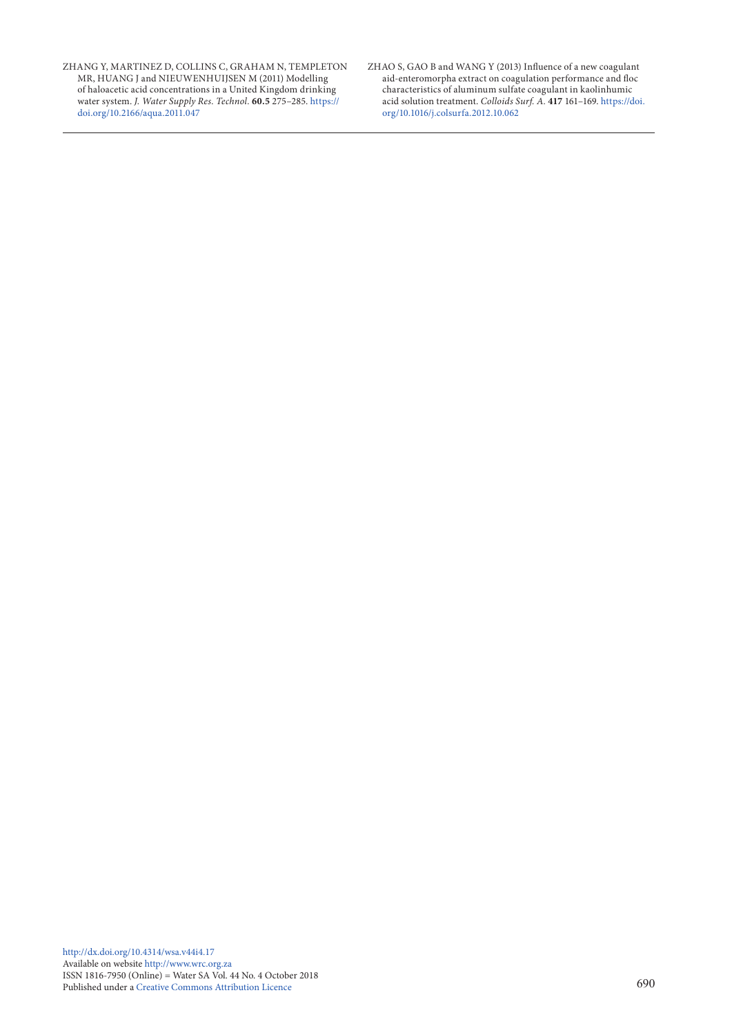ZHANG Y, MARTINEZ D, COLLINS C, GRAHAM N, TEMPLETON MR, HUANG J and NIEUWENHUIJSEN M (2011) Modelling of haloacetic acid concentrations in a United Kingdom drinking water system. *J. Water Supply Res. Technol.* **60.5** 275–285. https://doi.org/10.2166/aqua.2011.047

ZHAO S, GAO B and WANG Y (2013) Influence of a new coagulant aid-enteromorpha extract on coagulation performance and floc characteristics of aluminum sulfate coagulant in kaolinhumic acid solution treatment. *Colloids Surf. A.* **417** 161–169. https://doi.org/10.1016/j.colsurfa.2012.10.062